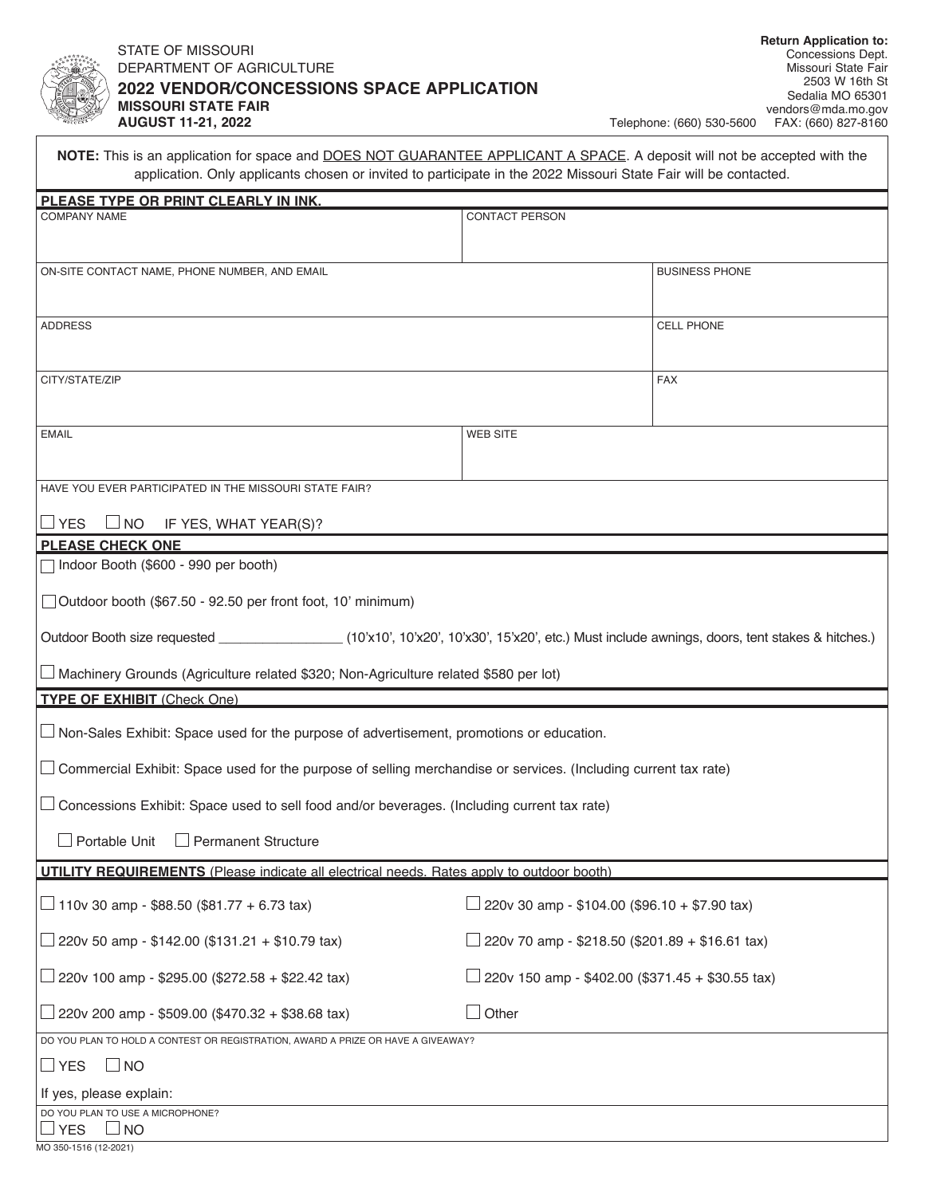STATE OF MISSOURI
DEPARTMENT OF AGRICULTURE

# 2022 VENDOR/CONCESSIONS SPACE APPLICATION

**MISSOURI STATE FAIR**
**AUGUST 11-21, 2022**

**Return Application to:**
Concessions Dept.
Missouri State Fair
2503 W 16th St
Sedalia MO 65301
vendors@mda.mo.gov
Telephone: (660) 530-5600 FAX: (660) 827-8160

**NOTE:** This is an application for space and DOES NOT GUARANTEE APPLICANT A SPACE. A deposit will not be accepted with the application. Only applicants chosen or invited to participate in the 2022 Missouri State Fair will be contacted.

**PLEASE TYPE OR PRINT CLEARLY IN INK.**

| COMPANY NAME | CONTACT PERSON | |
|---|---|---|
| ON-SITE CONTACT NAME, PHONE NUMBER, AND EMAIL | | BUSINESS PHONE |
| ADDRESS | | CELL PHONE |
| CITY/STATE/ZIP | | FAX |
| EMAIL | WEB SITE | |

HAVE YOU EVER PARTICIPATED IN THE MISSOURI STATE FAIR?

☐ YES ☐ NO IF YES, WHAT YEAR(S)?

**PLEASE CHECK ONE**

☐ Indoor Booth ($600 - 990 per booth)

☐ Outdoor booth ($67.50 - 92.50 per front foot, 10' minimum)

Outdoor Booth size requested ________________ (10'x10', 10'x20', 10'x30', 15'x20', etc.) Must include awnings, doors, tent stakes & hitches.)

☐ Machinery Grounds (Agriculture related $320; Non-Agriculture related $580 per lot)

**TYPE OF EXHIBIT** (Check One)

☐ Non-Sales Exhibit: Space used for the purpose of advertisement, promotions or education.

☐ Commercial Exhibit: Space used for the purpose of selling merchandise or services. (Including current tax rate)

☐ Concessions Exhibit: Space used to sell food and/or beverages. (Including current tax rate)

☐ Portable Unit ☐ Permanent Structure

**UTILITY REQUIREMENTS** (Please indicate all electrical needs. Rates apply to outdoor booth)

| | |
|---|---|
| ☐ 110v 30 amp - $88.50 ($81.77 + 6.73 tax) | ☐ 220v 30 amp - $104.00 ($96.10 + $7.90 tax) |
| ☐ 220v 50 amp - $142.00 ($131.21 + $10.79 tax) | ☐ 220v 70 amp - $218.50 ($201.89 + $16.61 tax) |
| ☐ 220v 100 amp - $295.00 ($272.58 + $22.42 tax) | ☐ 220v 150 amp - $402.00 ($371.45 + $30.55 tax) |
| ☐ 220v 200 amp - $509.00 ($470.32 + $38.68 tax) | ☐ Other |

DO YOU PLAN TO HOLD A CONTEST OR REGISTRATION, AWARD A PRIZE OR HAVE A GIVEAWAY?

☐ YES ☐ NO

If yes, please explain:

DO YOU PLAN TO USE A MICROPHONE?

☐ YES ☐ NO

MO 350-1516 (12-2021)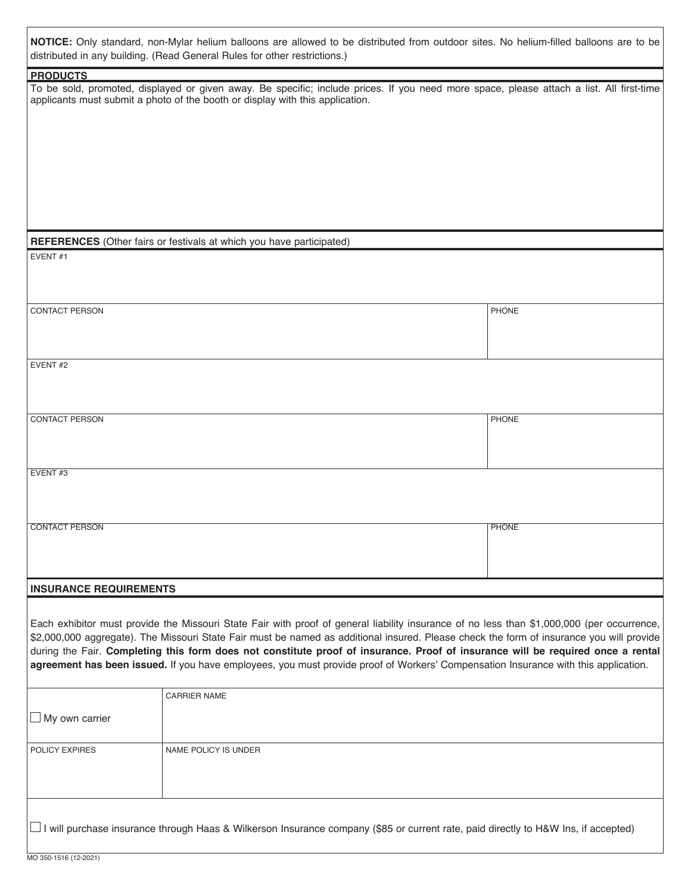**NOTICE:** Only standard, non-Mylar helium balloons are allowed to be distributed from outdoor sites. No helium-filled balloons are to be distributed in any building. (Read General Rules for other restrictions.)

## PRODUCTS

To be sold, promoted, displayed or given away. Be specific; include prices. If you need more space, please attach a list. All first-time applicants must submit a photo of the booth or display with this application.

## REFERENCES (Other fairs or festivals at which you have participated)

| EVENT #1 | |
|---|---|
| CONTACT PERSON | PHONE |
| EVENT #2 | |
| CONTACT PERSON | PHONE |
| EVENT #3 | |
| CONTACT PERSON | PHONE |

## INSURANCE REQUIREMENTS

Each exhibitor must provide the Missouri State Fair with proof of general liability insurance of no less than $1,000,000 (per occurrence, $2,000,000 aggregate). The Missouri State Fair must be named as additional insured. Please check the form of insurance you will provide during the Fair. **Completing this form does not constitute proof of insurance. Proof of insurance will be required once a rental agreement has been issued.** If you have employees, you must provide proof of Workers' Compensation Insurance with this application.

| ☐ My own carrier | CARRIER NAME |
|---|---|
| POLICY EXPIRES | NAME POLICY IS UNDER |

☐ I will purchase insurance through Haas & Wilkerson Insurance company ($85 or current rate, paid directly to H&W Ins, if accepted)

MO 350-1516 (12-2021)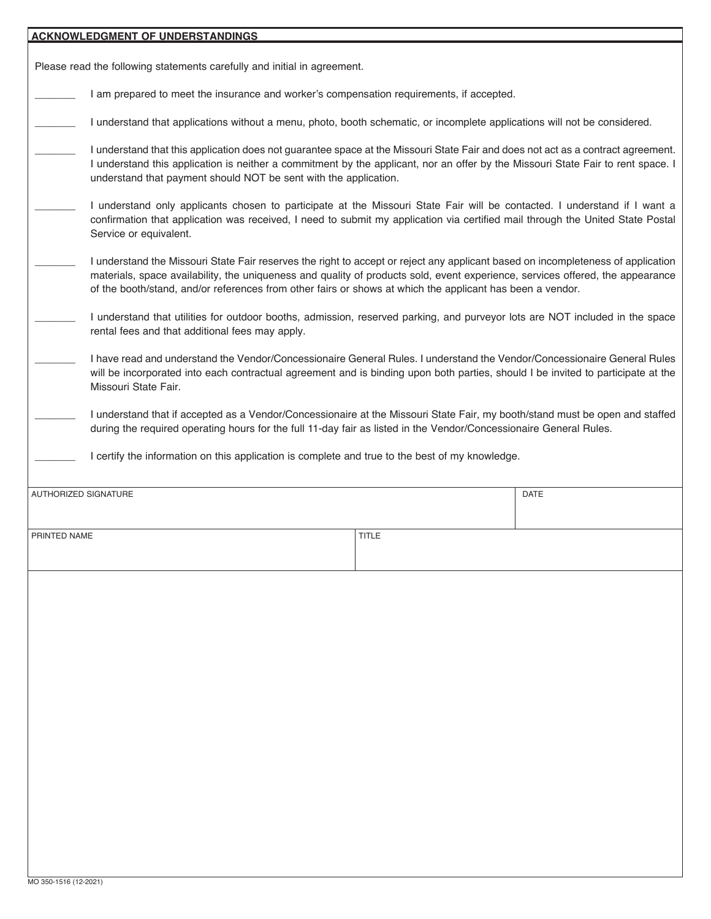## ACKNOWLEDGMENT OF UNDERSTANDINGS

Please read the following statements carefully and initial in agreement.

_______ I am prepared to meet the insurance and worker's compensation requirements, if accepted.

_______ I understand that applications without a menu, photo, booth schematic, or incomplete applications will not be considered.

_______ I understand that this application does not guarantee space at the Missouri State Fair and does not act as a contract agreement. I understand this application is neither a commitment by the applicant, nor an offer by the Missouri State Fair to rent space. I understand that payment should NOT be sent with the application.

_______ I understand only applicants chosen to participate at the Missouri State Fair will be contacted. I understand if I want a confirmation that application was received, I need to submit my application via certified mail through the United State Postal Service or equivalent.

_______ I understand the Missouri State Fair reserves the right to accept or reject any applicant based on incompleteness of application materials, space availability, the uniqueness and quality of products sold, event experience, services offered, the appearance of the booth/stand, and/or references from other fairs or shows at which the applicant has been a vendor.

_______ I understand that utilities for outdoor booths, admission, reserved parking, and purveyor lots are NOT included in the space rental fees and that additional fees may apply.

_______ I have read and understand the Vendor/Concessionaire General Rules. I understand the Vendor/Concessionaire General Rules will be incorporated into each contractual agreement and is binding upon both parties, should I be invited to participate at the Missouri State Fair.

_______ I understand that if accepted as a Vendor/Concessionaire at the Missouri State Fair, my booth/stand must be open and staffed during the required operating hours for the full 11-day fair as listed in the Vendor/Concessionaire General Rules.

_______ I certify the information on this application is complete and true to the best of my knowledge.

| | |
|---|---|
| AUTHORIZED SIGNATURE | DATE |
| PRINTED NAME | TITLE |

MO 350-1516 (12-2021)